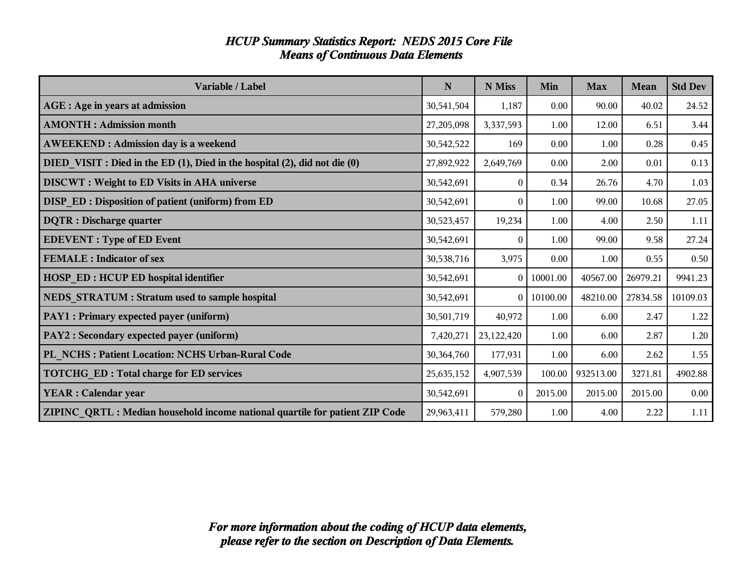## *HCUP Summary Statistics Report: NEDS 2015 Core File*
## *Means of Continuous Data Elements*

| Variable / Label | N | N Miss | Min | Max | Mean | Std Dev |
|---|---|---|---|---|---|---|
| **AGE : Age in years at admission** | 30,541,504 | 1,187 | 0.00 | 90.00 | 40.02 | 24.52 |
| **AMONTH : Admission month** | 27,205,098 | 3,337,593 | 1.00 | 12.00 | 6.51 | 3.44 |
| **AWEEKEND : Admission day is a weekend** | 30,542,522 | 169 | 0.00 | 1.00 | 0.28 | 0.45 |
| **DIED_VISIT : Died in the ED (1), Died in the hospital (2), did not die (0)** | 27,892,922 | 2,649,769 | 0.00 | 2.00 | 0.01 | 0.13 |
| **DISCWT : Weight to ED Visits in AHA universe** | 30,542,691 | 0 | 0.34 | 26.76 | 4.70 | 1.03 |
| **DISP_ED : Disposition of patient (uniform) from ED** | 30,542,691 | 0 | 1.00 | 99.00 | 10.68 | 27.05 |
| **DQTR : Discharge quarter** | 30,523,457 | 19,234 | 1.00 | 4.00 | 2.50 | 1.11 |
| **EDEVENT : Type of ED Event** | 30,542,691 | 0 | 1.00 | 99.00 | 9.58 | 27.24 |
| **FEMALE : Indicator of sex** | 30,538,716 | 3,975 | 0.00 | 1.00 | 0.55 | 0.50 |
| **HOSP_ED : HCUP ED hospital identifier** | 30,542,691 | 0 | 10001.00 | 40567.00 | 26979.21 | 9941.23 |
| **NEDS_STRATUM : Stratum used to sample hospital** | 30,542,691 | 0 | 10100.00 | 48210.00 | 27834.58 | 10109.03 |
| **PAY1 : Primary expected payer (uniform)** | 30,501,719 | 40,972 | 1.00 | 6.00 | 2.47 | 1.22 |
| **PAY2 : Secondary expected payer (uniform)** | 7,420,271 | 23,122,420 | 1.00 | 6.00 | 2.87 | 1.20 |
| **PL_NCHS : Patient Location: NCHS Urban-Rural Code** | 30,364,760 | 177,931 | 1.00 | 6.00 | 2.62 | 1.55 |
| **TOTCHG_ED : Total charge for ED services** | 25,635,152 | 4,907,539 | 100.00 | 932513.00 | 3271.81 | 4902.88 |
| **YEAR : Calendar year** | 30,542,691 | 0 | 2015.00 | 2015.00 | 2015.00 | 0.00 |
| **ZIPINC_QRTL : Median household income national quartile for patient ZIP Code** | 29,963,411 | 579,280 | 1.00 | 4.00 | 2.22 | 1.11 |

***For more information about the coding of HCUP data elements, please refer to the section on Description of Data Elements.***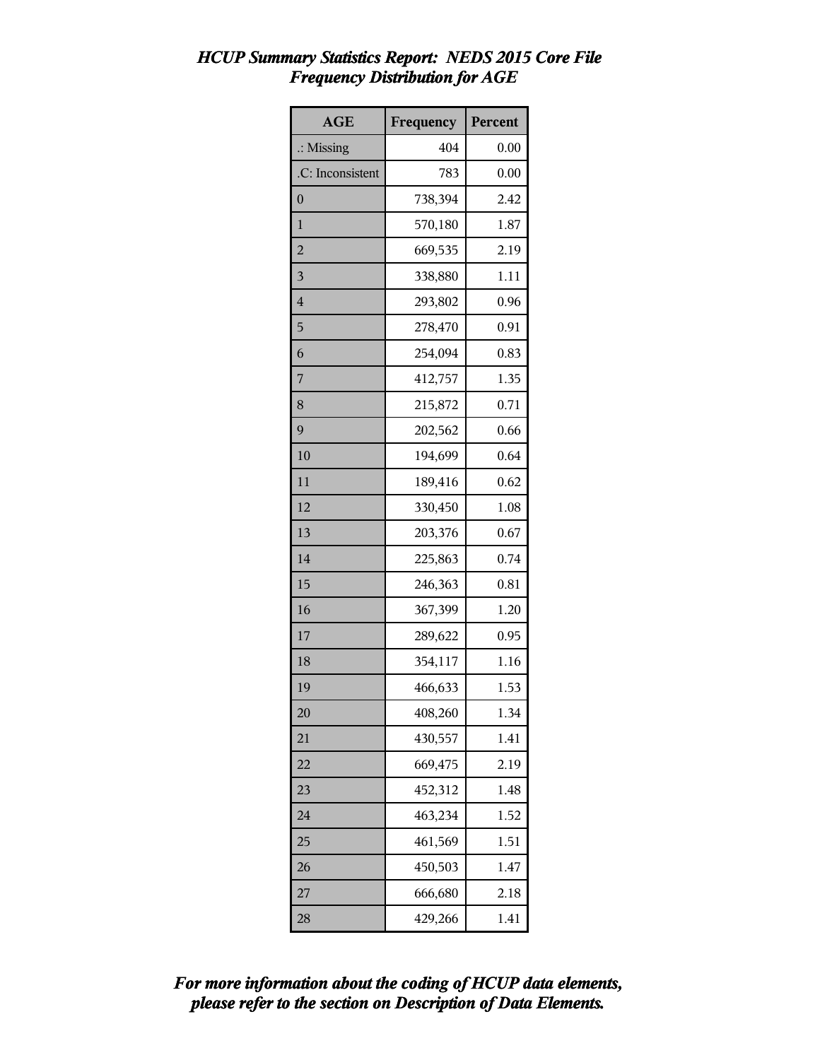*HCUP Summary Statistics Report: NEDS 2015 Core File*
*Frequency Distribution for AGE*

| AGE | Frequency | Percent |
|---|---|---|
| .: Missing | 404 | 0.00 |
| .C: Inconsistent | 783 | 0.00 |
| 0 | 738,394 | 2.42 |
| 1 | 570,180 | 1.87 |
| 2 | 669,535 | 2.19 |
| 3 | 338,880 | 1.11 |
| 4 | 293,802 | 0.96 |
| 5 | 278,470 | 0.91 |
| 6 | 254,094 | 0.83 |
| 7 | 412,757 | 1.35 |
| 8 | 215,872 | 0.71 |
| 9 | 202,562 | 0.66 |
| 10 | 194,699 | 0.64 |
| 11 | 189,416 | 0.62 |
| 12 | 330,450 | 1.08 |
| 13 | 203,376 | 0.67 |
| 14 | 225,863 | 0.74 |
| 15 | 246,363 | 0.81 |
| 16 | 367,399 | 1.20 |
| 17 | 289,622 | 0.95 |
| 18 | 354,117 | 1.16 |
| 19 | 466,633 | 1.53 |
| 20 | 408,260 | 1.34 |
| 21 | 430,557 | 1.41 |
| 22 | 669,475 | 2.19 |
| 23 | 452,312 | 1.48 |
| 24 | 463,234 | 1.52 |
| 25 | 461,569 | 1.51 |
| 26 | 450,503 | 1.47 |
| 27 | 666,680 | 2.18 |
| 28 | 429,266 | 1.41 |

***For more information about the coding of HCUP data elements, please refer to the section on Description of Data Elements.***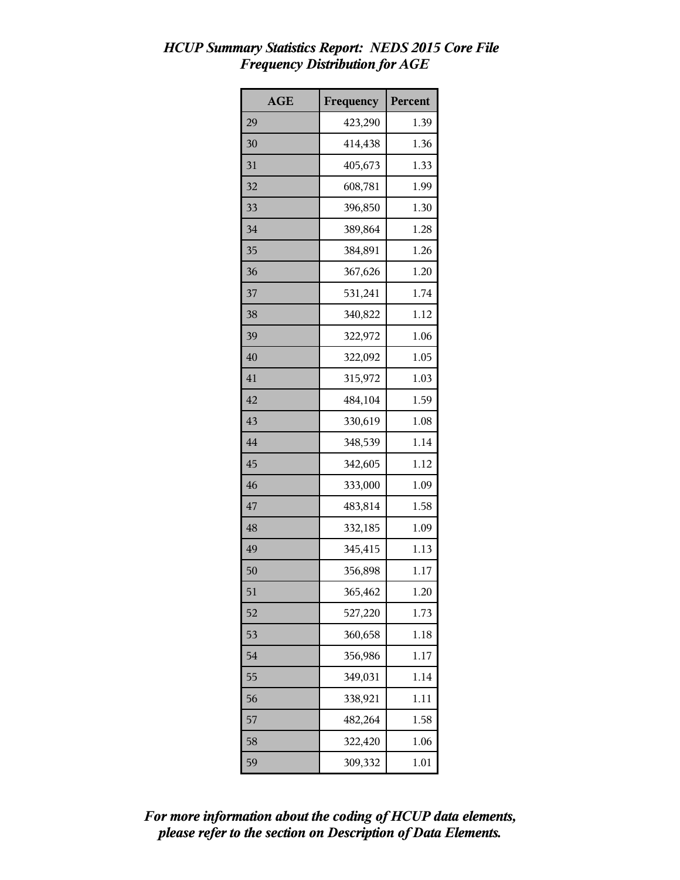# *HCUP Summary Statistics Report: NEDS 2015 Core File*
## *Frequency Distribution for AGE*

| AGE | Frequency | Percent |
|---|---|---|
| 29 | 423,290 | 1.39 |
| 30 | 414,438 | 1.36 |
| 31 | 405,673 | 1.33 |
| 32 | 608,781 | 1.99 |
| 33 | 396,850 | 1.30 |
| 34 | 389,864 | 1.28 |
| 35 | 384,891 | 1.26 |
| 36 | 367,626 | 1.20 |
| 37 | 531,241 | 1.74 |
| 38 | 340,822 | 1.12 |
| 39 | 322,972 | 1.06 |
| 40 | 322,092 | 1.05 |
| 41 | 315,972 | 1.03 |
| 42 | 484,104 | 1.59 |
| 43 | 330,619 | 1.08 |
| 44 | 348,539 | 1.14 |
| 45 | 342,605 | 1.12 |
| 46 | 333,000 | 1.09 |
| 47 | 483,814 | 1.58 |
| 48 | 332,185 | 1.09 |
| 49 | 345,415 | 1.13 |
| 50 | 356,898 | 1.17 |
| 51 | 365,462 | 1.20 |
| 52 | 527,220 | 1.73 |
| 53 | 360,658 | 1.18 |
| 54 | 356,986 | 1.17 |
| 55 | 349,031 | 1.14 |
| 56 | 338,921 | 1.11 |
| 57 | 482,264 | 1.58 |
| 58 | 322,420 | 1.06 |
| 59 | 309,332 | 1.01 |

***For more information about the coding of HCUP data elements, please refer to the section on Description of Data Elements.***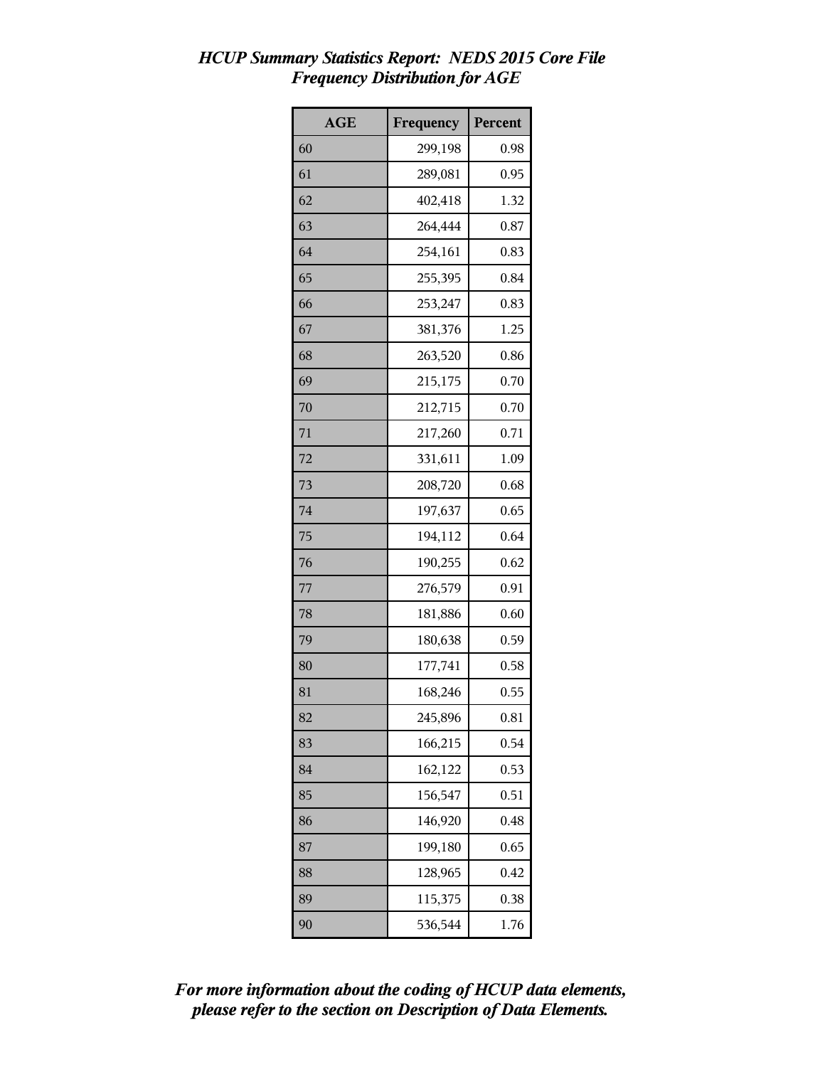*HCUP Summary Statistics Report: NEDS 2015 Core File*
*Frequency Distribution for AGE*

| AGE | Frequency | Percent |
|---|---|---|
| 60 | 299,198 | 0.98 |
| 61 | 289,081 | 0.95 |
| 62 | 402,418 | 1.32 |
| 63 | 264,444 | 0.87 |
| 64 | 254,161 | 0.83 |
| 65 | 255,395 | 0.84 |
| 66 | 253,247 | 0.83 |
| 67 | 381,376 | 1.25 |
| 68 | 263,520 | 0.86 |
| 69 | 215,175 | 0.70 |
| 70 | 212,715 | 0.70 |
| 71 | 217,260 | 0.71 |
| 72 | 331,611 | 1.09 |
| 73 | 208,720 | 0.68 |
| 74 | 197,637 | 0.65 |
| 75 | 194,112 | 0.64 |
| 76 | 190,255 | 0.62 |
| 77 | 276,579 | 0.91 |
| 78 | 181,886 | 0.60 |
| 79 | 180,638 | 0.59 |
| 80 | 177,741 | 0.58 |
| 81 | 168,246 | 0.55 |
| 82 | 245,896 | 0.81 |
| 83 | 166,215 | 0.54 |
| 84 | 162,122 | 0.53 |
| 85 | 156,547 | 0.51 |
| 86 | 146,920 | 0.48 |
| 87 | 199,180 | 0.65 |
| 88 | 128,965 | 0.42 |
| 89 | 115,375 | 0.38 |
| 90 | 536,544 | 1.76 |

***For more information about the coding of HCUP data elements, please refer to the section on Description of Data Elements.***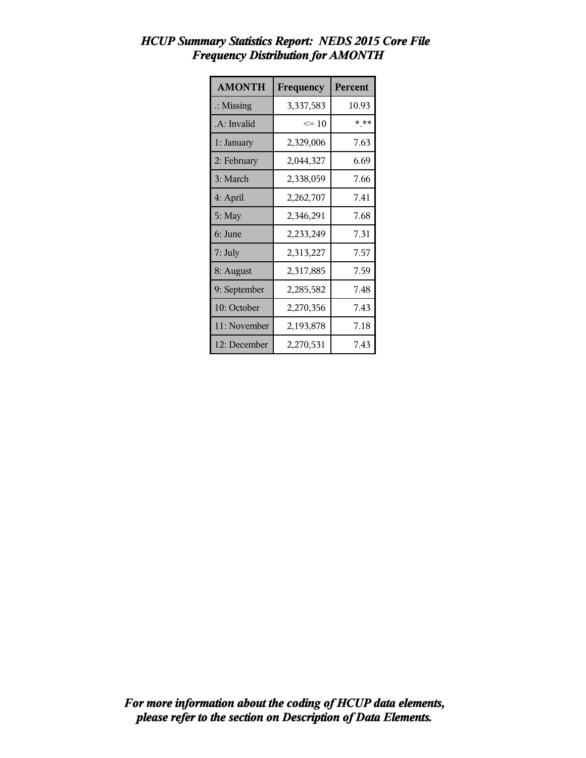# *HCUP Summary Statistics Report: NEDS 2015 Core File*
## *Frequency Distribution for AMONTH*

| AMONTH | Frequency | Percent |
|---|---|---|
| .: Missing | 3,337,583 | 10.93 |
| .A: Invalid | <= 10 | *.** |
| 1: January | 2,329,006 | 7.63 |
| 2: February | 2,044,327 | 6.69 |
| 3: March | 2,338,059 | 7.66 |
| 4: April | 2,262,707 | 7.41 |
| 5: May | 2,346,291 | 7.68 |
| 6: June | 2,233,249 | 7.31 |
| 7: July | 2,313,227 | 7.57 |
| 8: August | 2,317,885 | 7.59 |
| 9: September | 2,285,582 | 7.48 |
| 10: October | 2,270,356 | 7.43 |
| 11: November | 2,193,878 | 7.18 |
| 12: December | 2,270,531 | 7.43 |

***For more information about the coding of HCUP data elements, please refer to the section on Description of Data Elements.***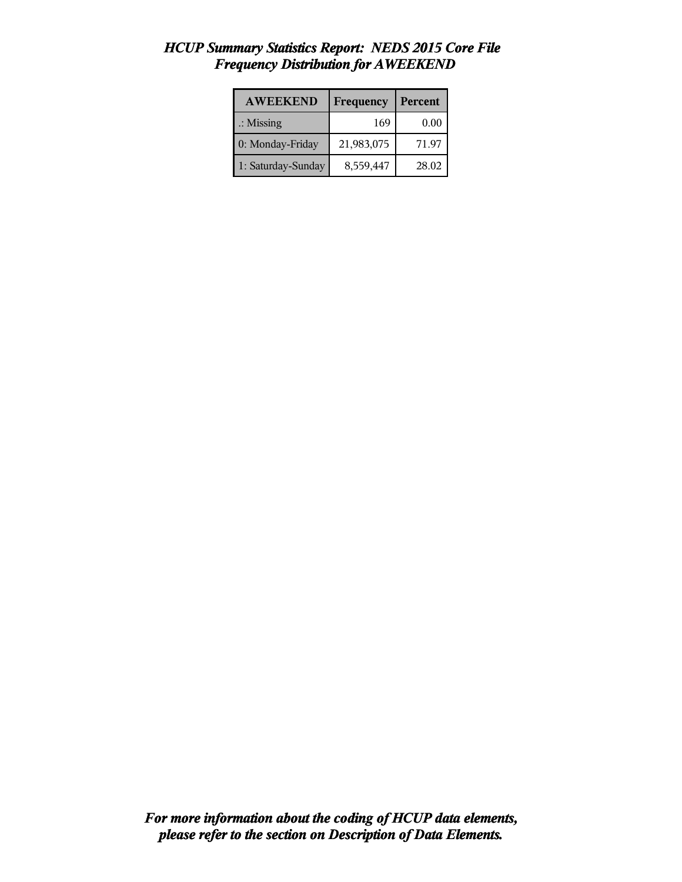*HCUP Summary Statistics Report: NEDS 2015 Core File*
*Frequency Distribution for AWEEKEND*

| AWEEKEND | Frequency | Percent |
|---|---|---|
| .: Missing | 169 | 0.00 |
| 0: Monday-Friday | 21,983,075 | 71.97 |
| 1: Saturday-Sunday | 8,559,447 | 28.02 |

*For more information about the coding of HCUP data elements, please refer to the section on Description of Data Elements.*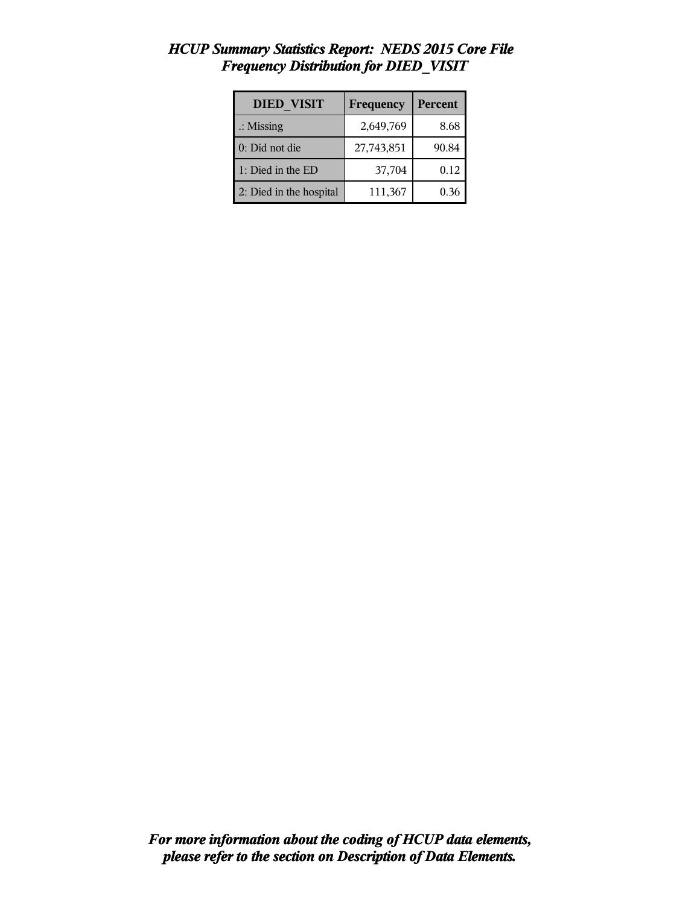# *HCUP Summary Statistics Report: NEDS 2015 Core File*
## *Frequency Distribution for DIED_VISIT*

| DIED_VISIT | Frequency | Percent |
|---|---|---|
| .: Missing | 2,649,769 | 8.68 |
| 0: Did not die | 27,743,851 | 90.84 |
| 1: Died in the ED | 37,704 | 0.12 |
| 2: Died in the hospital | 111,367 | 0.36 |

***For more information about the coding of HCUP data elements, please refer to the section on Description of Data Elements.***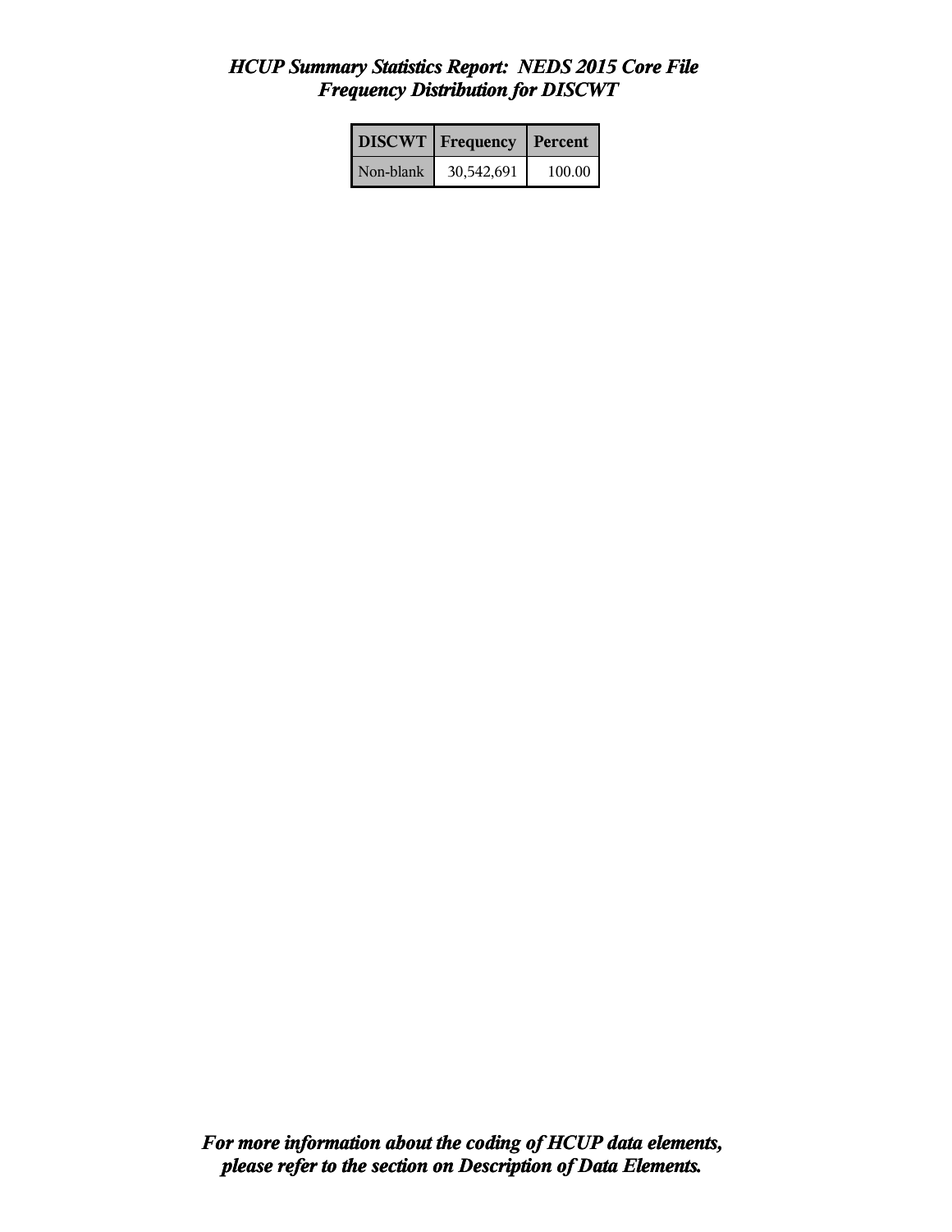## *HCUP Summary Statistics Report: NEDS 2015 Core File*
## *Frequency Distribution for DISCWT*

| DISCWT | Frequency | Percent |
|---|---|---|
| Non-blank | 30,542,691 | 100.00 |

***For more information about the coding of HCUP data elements, please refer to the section on Description of Data Elements.***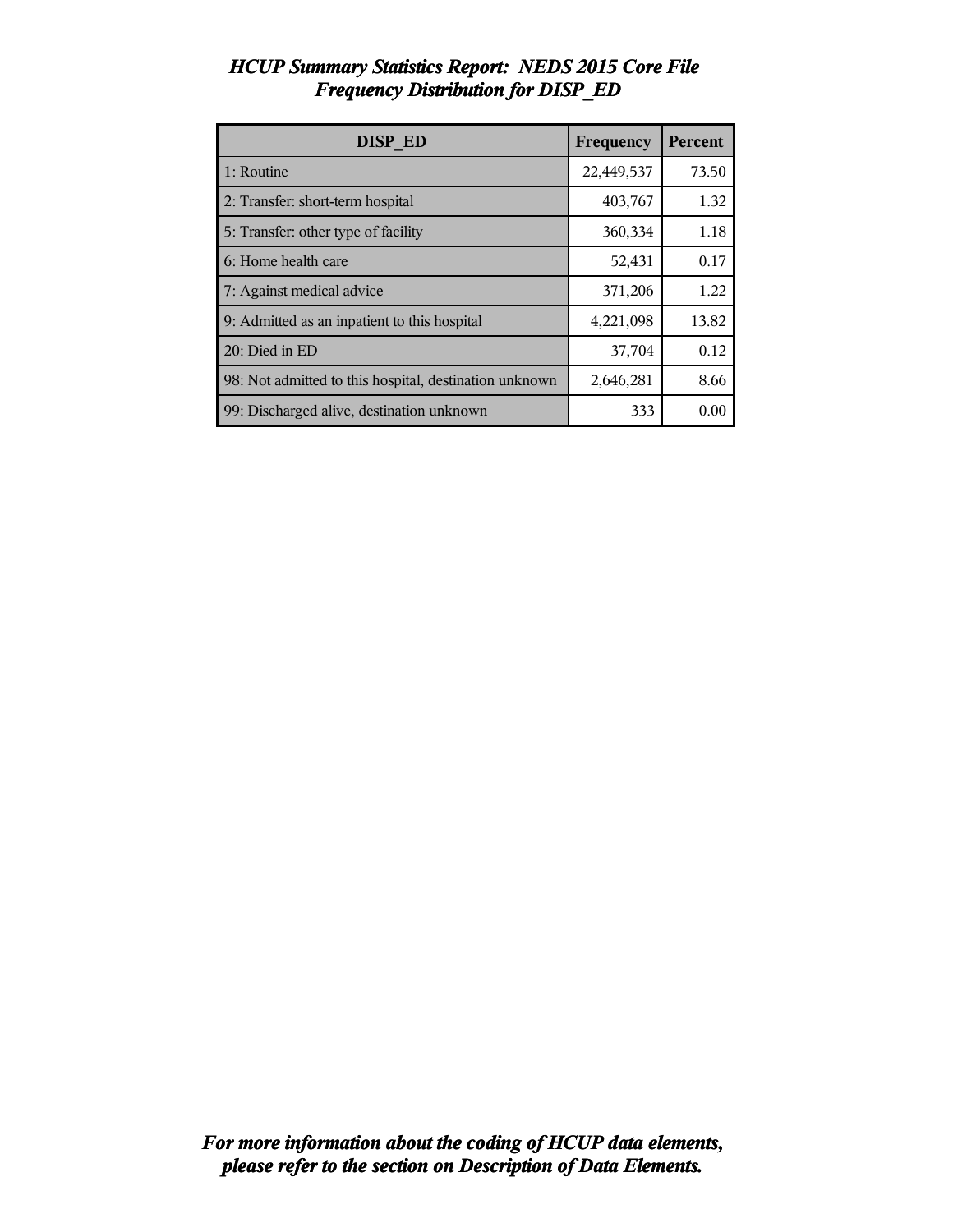# *HCUP Summary Statistics Report: NEDS 2015 Core File*
## *Frequency Distribution for DISP_ED*

| DISP_ED | Frequency | Percent |
|---|---|---|
| 1: Routine | 22,449,537 | 73.50 |
| 2: Transfer: short-term hospital | 403,767 | 1.32 |
| 5: Transfer: other type of facility | 360,334 | 1.18 |
| 6: Home health care | 52,431 | 0.17 |
| 7: Against medical advice | 371,206 | 1.22 |
| 9: Admitted as an inpatient to this hospital | 4,221,098 | 13.82 |
| 20: Died in ED | 37,704 | 0.12 |
| 98: Not admitted to this hospital, destination unknown | 2,646,281 | 8.66 |
| 99: Discharged alive, destination unknown | 333 | 0.00 |

***For more information about the coding of HCUP data elements, please refer to the section on Description of Data Elements.***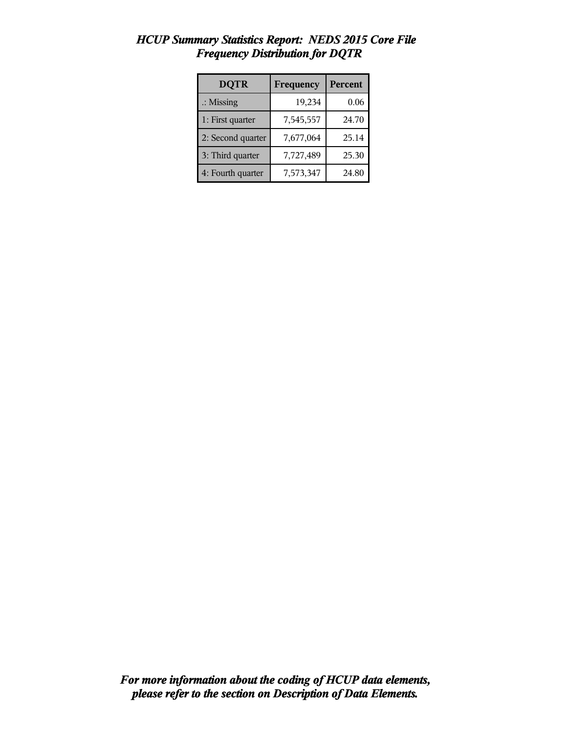# *HCUP Summary Statistics Report: NEDS 2015 Core File*
## *Frequency Distribution for DQTR*

| DQTR | Frequency | Percent |
|---|---|---|
| .: Missing | 19,234 | 0.06 |
| 1: First quarter | 7,545,557 | 24.70 |
| 2: Second quarter | 7,677,064 | 25.14 |
| 3: Third quarter | 7,727,489 | 25.30 |
| 4: Fourth quarter | 7,573,347 | 24.80 |

***For more information about the coding of HCUP data elements, please refer to the section on Description of Data Elements.***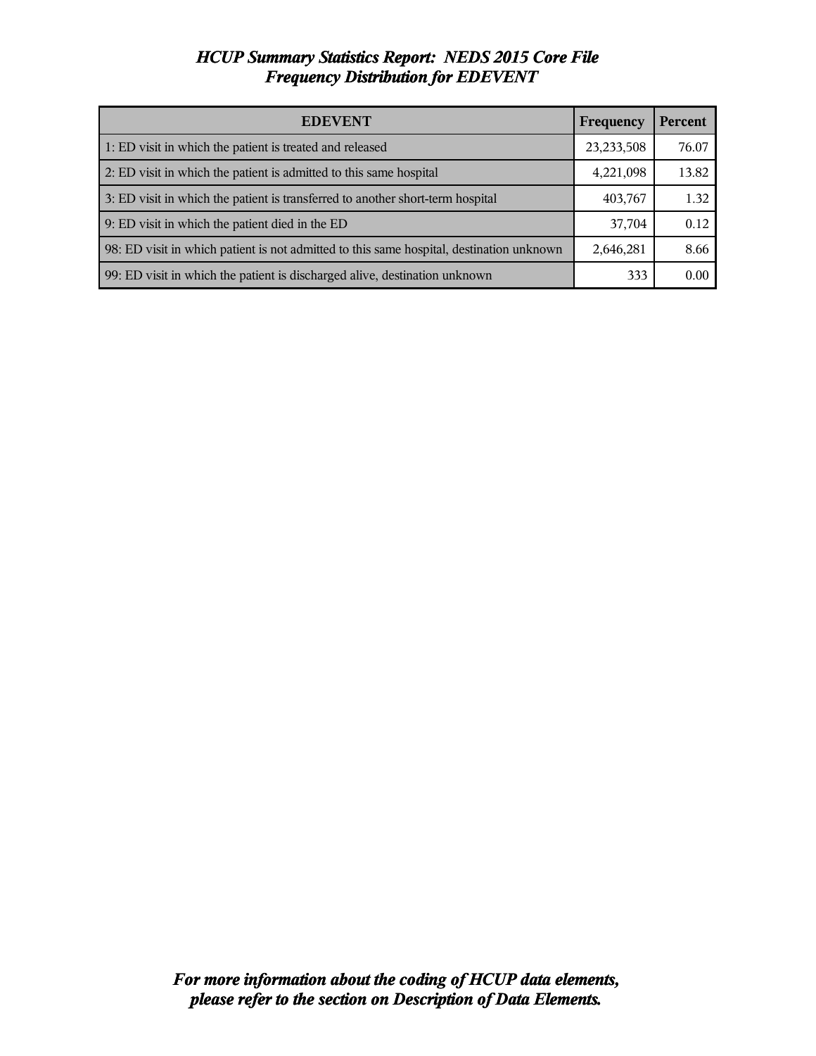# *HCUP Summary Statistics Report: NEDS 2015 Core File*
## *Frequency Distribution for EDEVENT*

| EDEVENT | Frequency | Percent |
|---|---|---|
| 1: ED visit in which the patient is treated and released | 23,233,508 | 76.07 |
| 2: ED visit in which the patient is admitted to this same hospital | 4,221,098 | 13.82 |
| 3: ED visit in which the patient is transferred to another short-term hospital | 403,767 | 1.32 |
| 9: ED visit in which the patient died in the ED | 37,704 | 0.12 |
| 98: ED visit in which patient is not admitted to this same hospital, destination unknown | 2,646,281 | 8.66 |
| 99: ED visit in which the patient is discharged alive, destination unknown | 333 | 0.00 |

***For more information about the coding of HCUP data elements, please refer to the section on Description of Data Elements.***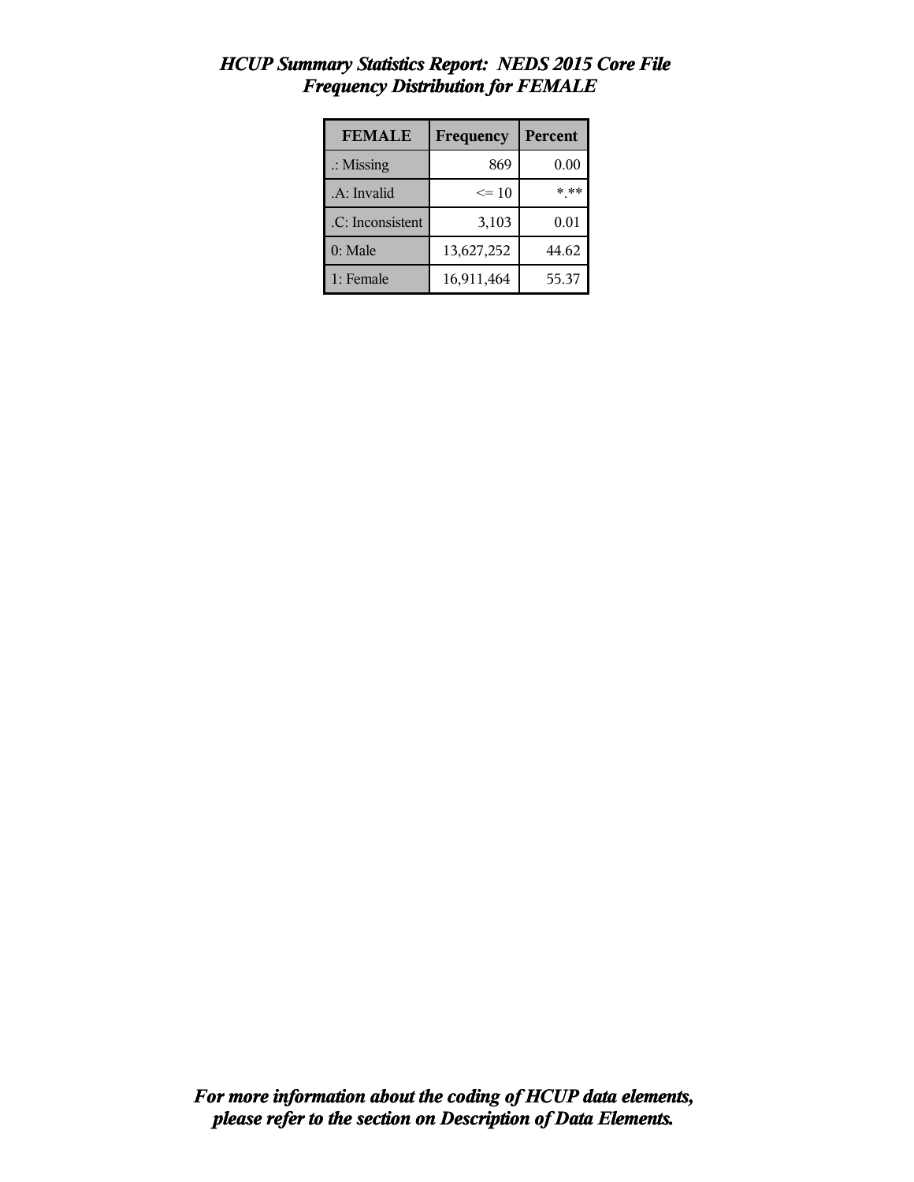***HCUP Summary Statistics Report: NEDS 2015 Core File***
***Frequency Distribution for FEMALE***

| FEMALE | Frequency | Percent |
|---|---|---|
| .: Missing | 869 | 0.00 |
| .A: Invalid | <= 10 | *.** |
| .C: Inconsistent | 3,103 | 0.01 |
| 0: Male | 13,627,252 | 44.62 |
| 1: Female | 16,911,464 | 55.37 |

***For more information about the coding of HCUP data elements, please refer to the section on Description of Data Elements.***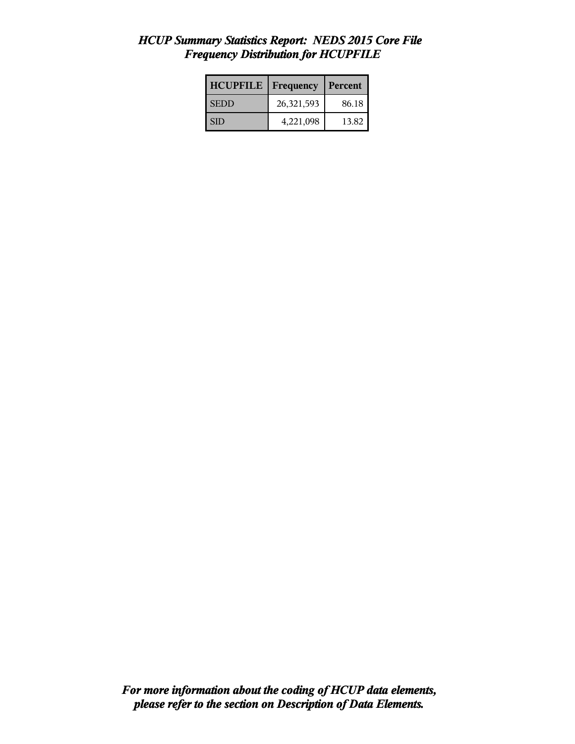# *HCUP Summary Statistics Report: NEDS 2015 Core File*
## *Frequency Distribution for HCUPFILE*

| HCUPFILE | Frequency | Percent |
|---|---|---|
| SEDD | 26,321,593 | 86.18 |
| SID | 4,221,098 | 13.82 |

***For more information about the coding of HCUP data elements, please refer to the section on Description of Data Elements.***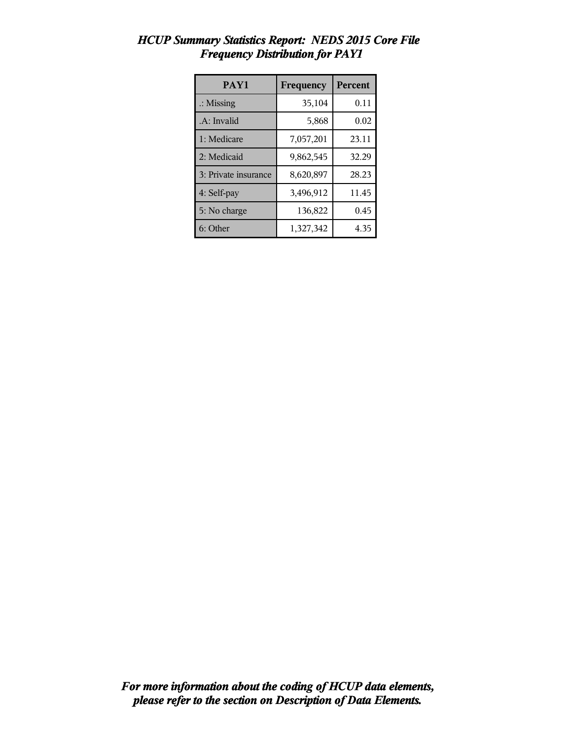*HCUP Summary Statistics Report: NEDS 2015 Core File*
*Frequency Distribution for PAY1*

| PAY1 | Frequency | Percent |
|---|---|---|
| .: Missing | 35,104 | 0.11 |
| .A: Invalid | 5,868 | 0.02 |
| 1: Medicare | 7,057,201 | 23.11 |
| 2: Medicaid | 9,862,545 | 32.29 |
| 3: Private insurance | 8,620,897 | 28.23 |
| 4: Self-pay | 3,496,912 | 11.45 |
| 5: No charge | 136,822 | 0.45 |
| 6: Other | 1,327,342 | 4.35 |

***For more information about the coding of HCUP data elements, please refer to the section on Description of Data Elements.***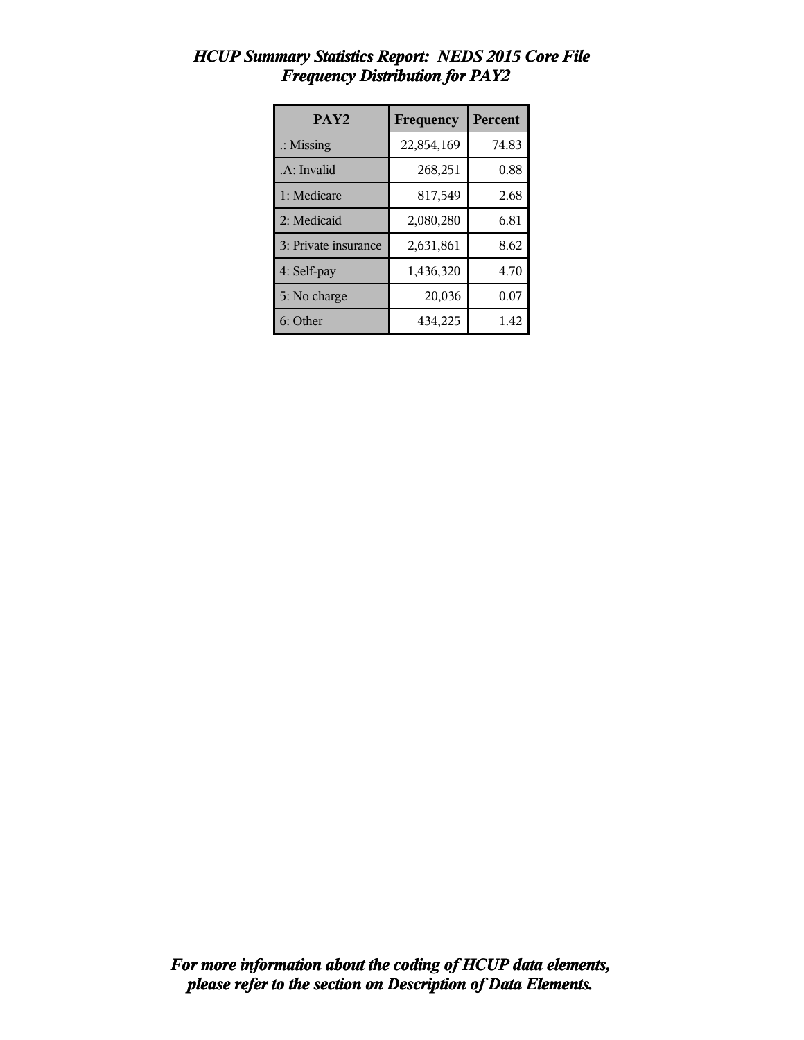# *HCUP Summary Statistics Report: NEDS 2015 Core File*
## *Frequency Distribution for PAY2*

| PAY2 | Frequency | Percent |
|---|---|---|
| .: Missing | 22,854,169 | 74.83 |
| .A: Invalid | 268,251 | 0.88 |
| 1: Medicare | 817,549 | 2.68 |
| 2: Medicaid | 2,080,280 | 6.81 |
| 3: Private insurance | 2,631,861 | 8.62 |
| 4: Self-pay | 1,436,320 | 4.70 |
| 5: No charge | 20,036 | 0.07 |
| 6: Other | 434,225 | 1.42 |

***For more information about the coding of HCUP data elements, please refer to the section on Description of Data Elements.***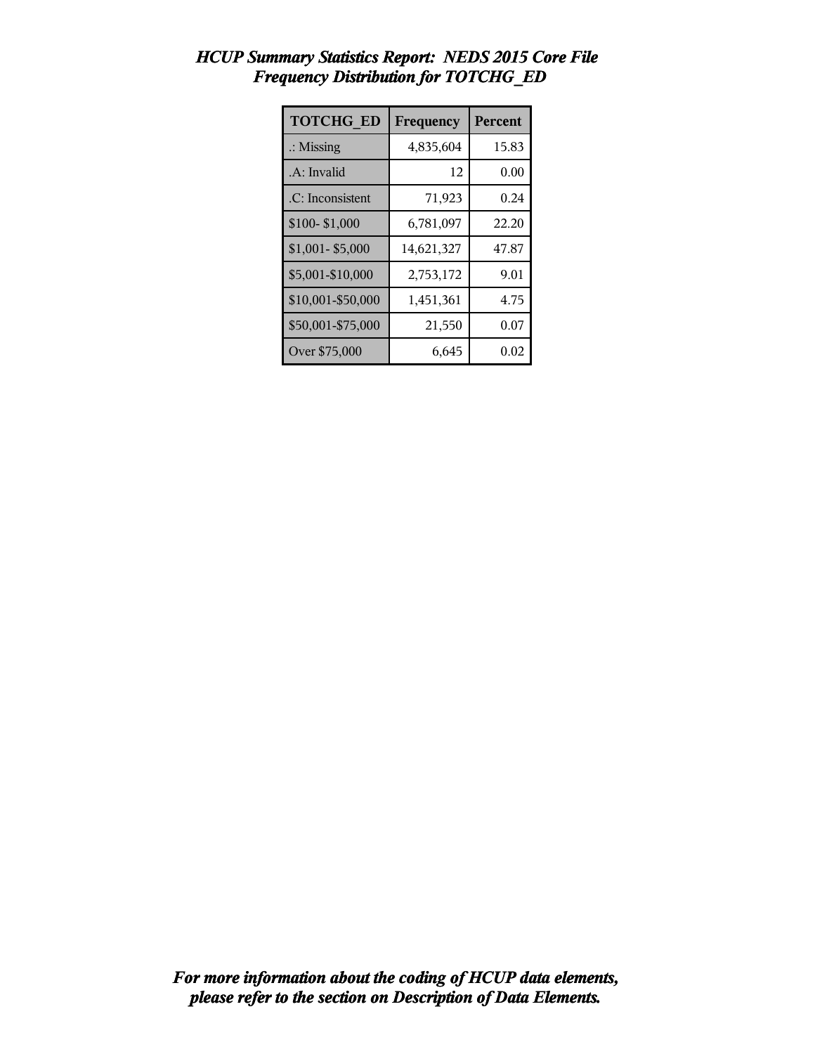*HCUP Summary Statistics Report: NEDS 2015 Core File*
*Frequency Distribution for TOTCHG_ED*

| TOTCHG_ED | Frequency | Percent |
|---|---|---|
| .: Missing | 4,835,604 | 15.83 |
| .A: Invalid | 12 | 0.00 |
| .C: Inconsistent | 71,923 | 0.24 |
| $100- $1,000 | 6,781,097 | 22.20 |
| $1,001- $5,000 | 14,621,327 | 47.87 |
| $5,001-$10,000 | 2,753,172 | 9.01 |
| $10,001-$50,000 | 1,451,361 | 4.75 |
| $50,001-$75,000 | 21,550 | 0.07 |
| Over $75,000 | 6,645 | 0.02 |

***For more information about the coding of HCUP data elements, please refer to the section on Description of Data Elements.***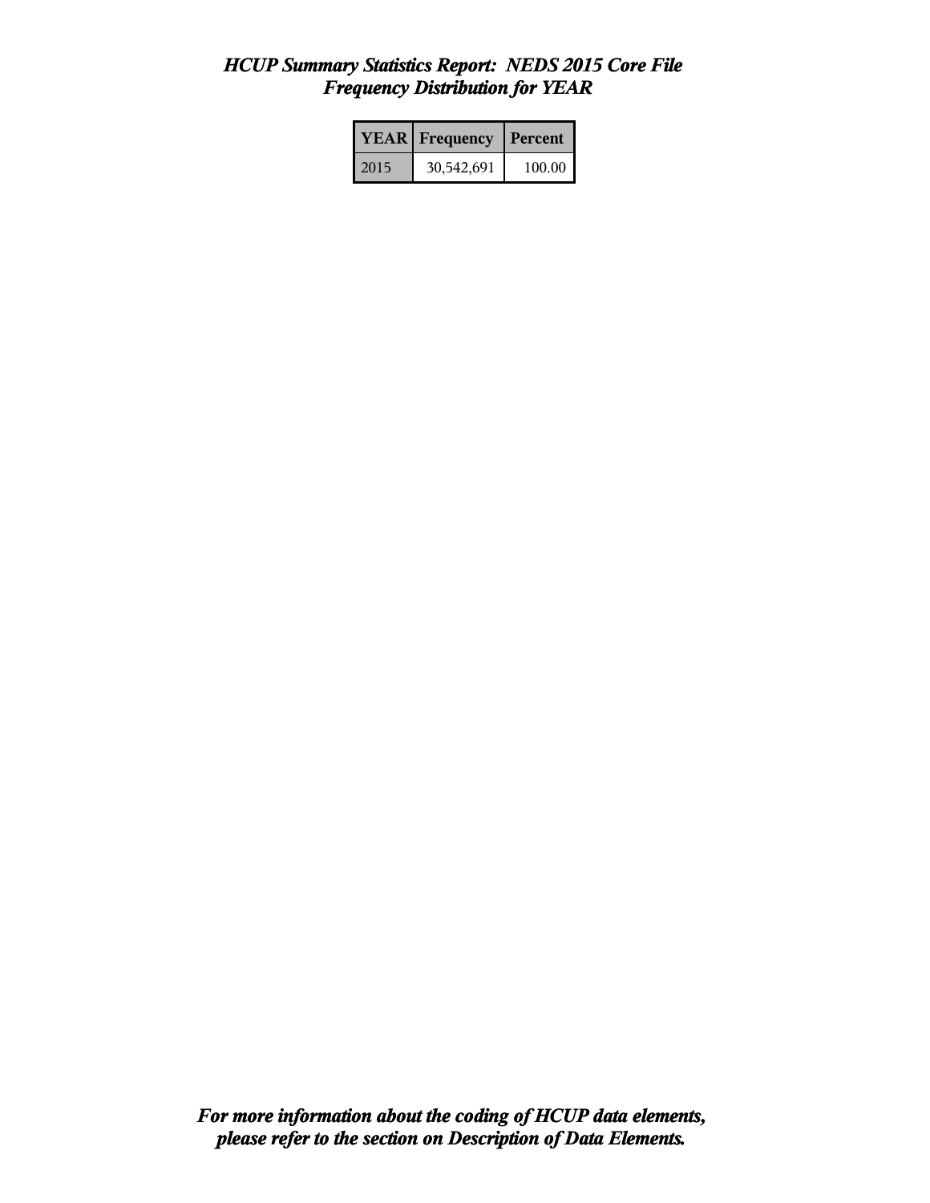## *HCUP Summary Statistics Report: NEDS 2015 Core File*
## *Frequency Distribution for YEAR*

| YEAR | Frequency | Percent |
|---|---|---|
| 2015 | 30,542,691 | 100.00 |

***For more information about the coding of HCUP data elements, please refer to the section on Description of Data Elements.***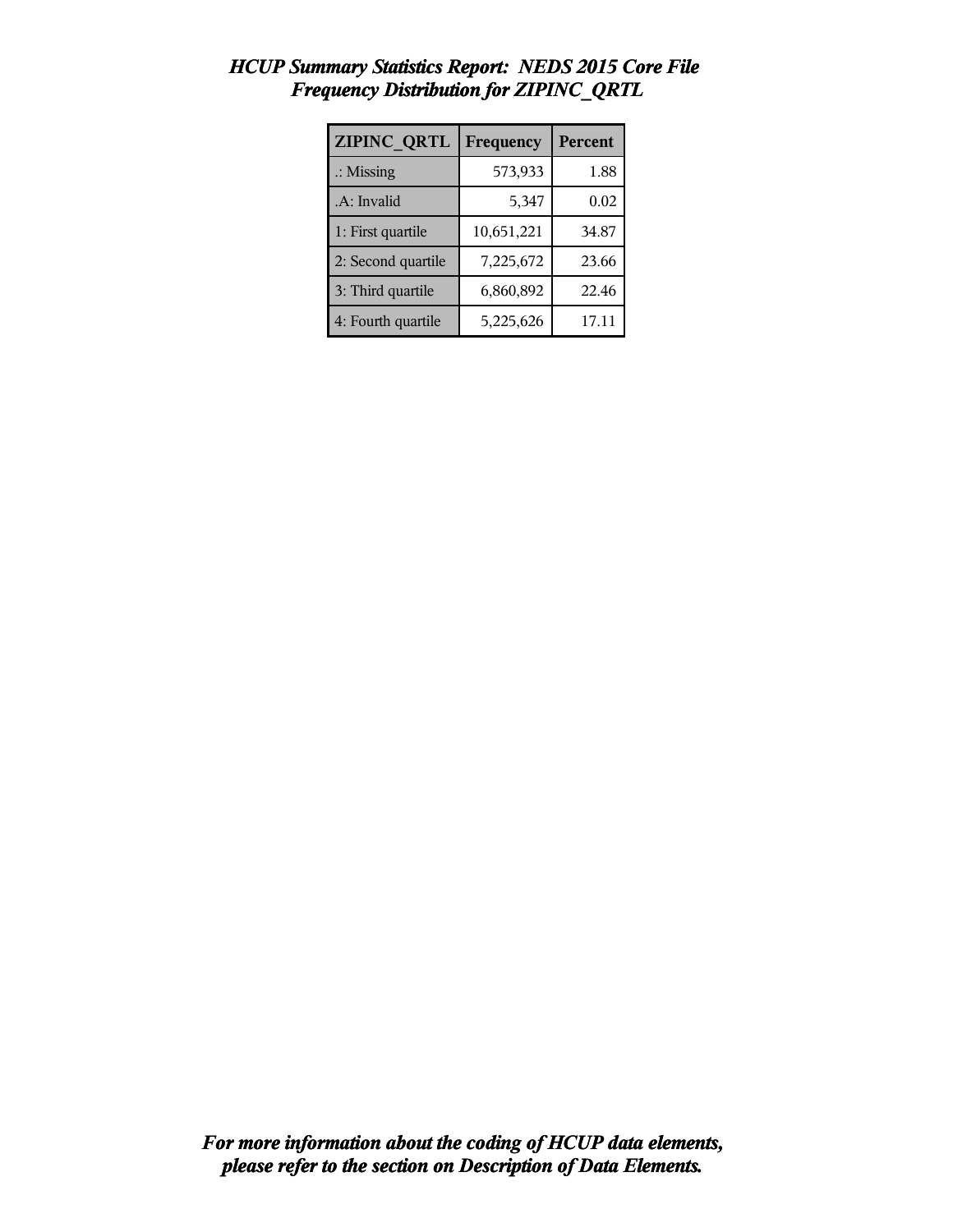## *HCUP Summary Statistics Report: NEDS 2015 Core File*
## *Frequency Distribution for ZIPINC_QRTL*

| ZIPINC_QRTL | Frequency | Percent |
|---|---|---|
| .: Missing | 573,933 | 1.88 |
| .A: Invalid | 5,347 | 0.02 |
| 1: First quartile | 10,651,221 | 34.87 |
| 2: Second quartile | 7,225,672 | 23.66 |
| 3: Third quartile | 6,860,892 | 22.46 |
| 4: Fourth quartile | 5,225,626 | 17.11 |

***For more information about the coding of HCUP data elements, please refer to the section on Description of Data Elements.***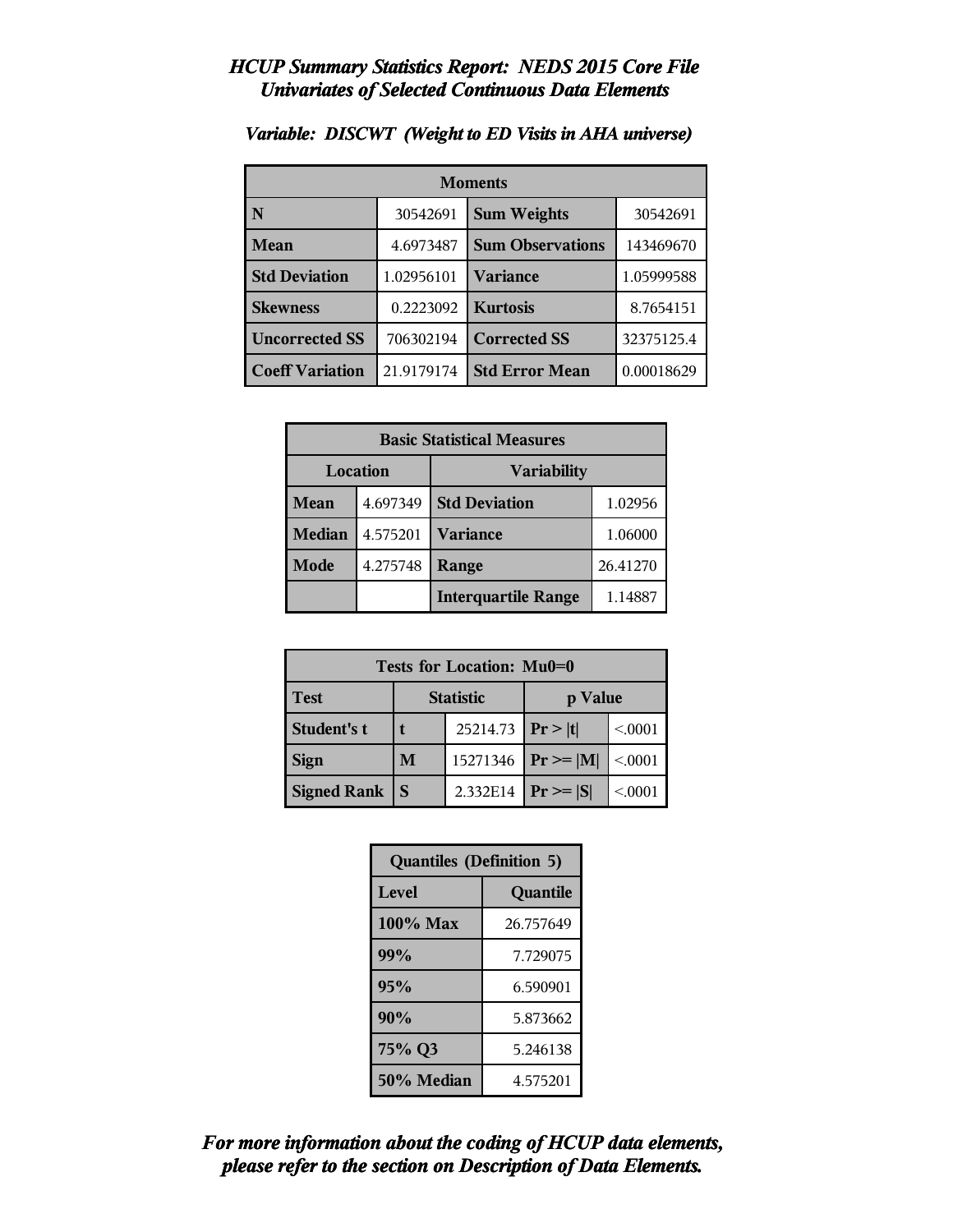## *HCUP Summary Statistics Report: NEDS 2015 Core File*
## *Univariates of Selected Continuous Data Elements*

### *Variable: DISCWT (Weight to ED Visits in AHA universe)*

| Moments | | | |
|---|---|---|---|
| **N** | 30542691 | **Sum Weights** | 30542691 |
| **Mean** | 4.6973487 | **Sum Observations** | 143469670 |
| **Std Deviation** | 1.02956101 | **Variance** | 1.05999588 |
| **Skewness** | 0.2223092 | **Kurtosis** | 8.7654151 |
| **Uncorrected SS** | 706302194 | **Corrected SS** | 32375125.4 |
| **Coeff Variation** | 21.9179174 | **Std Error Mean** | 0.00018629 |

| Basic Statistical Measures | | | |
|---|---|---|---|
| **Location** | | **Variability** | |
| **Mean** | 4.697349 | **Std Deviation** | 1.02956 |
| **Median** | 4.575201 | **Variance** | 1.06000 |
| **Mode** | 4.275748 | **Range** | 26.41270 |
| | | **Interquartile Range** | 1.14887 |

| Tests for Location: Mu0=0 | | | | |
|---|---|---|---|---|
| **Test** | **Statistic** | | **p Value** | |
| **Student's t** | **t** | 25214.73 | **Pr > \|t\|** | <.0001 |
| **Sign** | **M** | 15271346 | **Pr >= \|M\|** | <.0001 |
| **Signed Rank** | **S** | 2.332E14 | **Pr >= \|S\|** | <.0001 |

| Quantiles (Definition 5) | |
|---|---|
| **Level** | **Quantile** |
| **100% Max** | 26.757649 |
| **99%** | 7.729075 |
| **95%** | 6.590901 |
| **90%** | 5.873662 |
| **75% Q3** | 5.246138 |
| **50% Median** | 4.575201 |

***For more information about the coding of HCUP data elements, please refer to the section on Description of Data Elements.***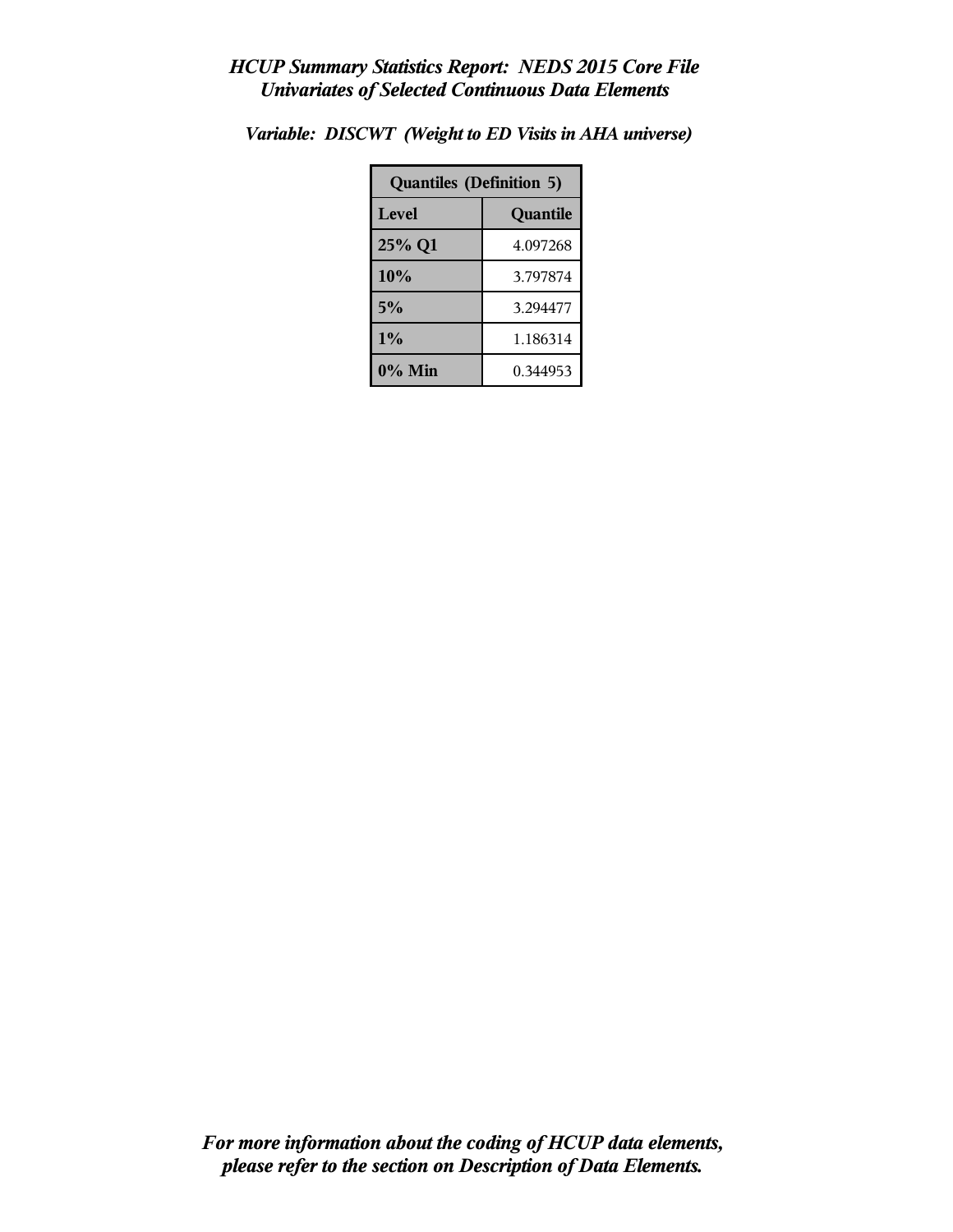*HCUP Summary Statistics Report: NEDS 2015 Core File*
*Univariates of Selected Continuous Data Elements*

*Variable: DISCWT (Weight to ED Visits in AHA universe)*

| Quantiles (Definition 5) | |
|---|---|
| **Level** | **Quantile** |
| **25% Q1** | 4.097268 |
| **10%** | 3.797874 |
| **5%** | 3.294477 |
| **1%** | 1.186314 |
| **0% Min** | 0.344953 |

***For more information about the coding of HCUP data elements, please refer to the section on Description of Data Elements.***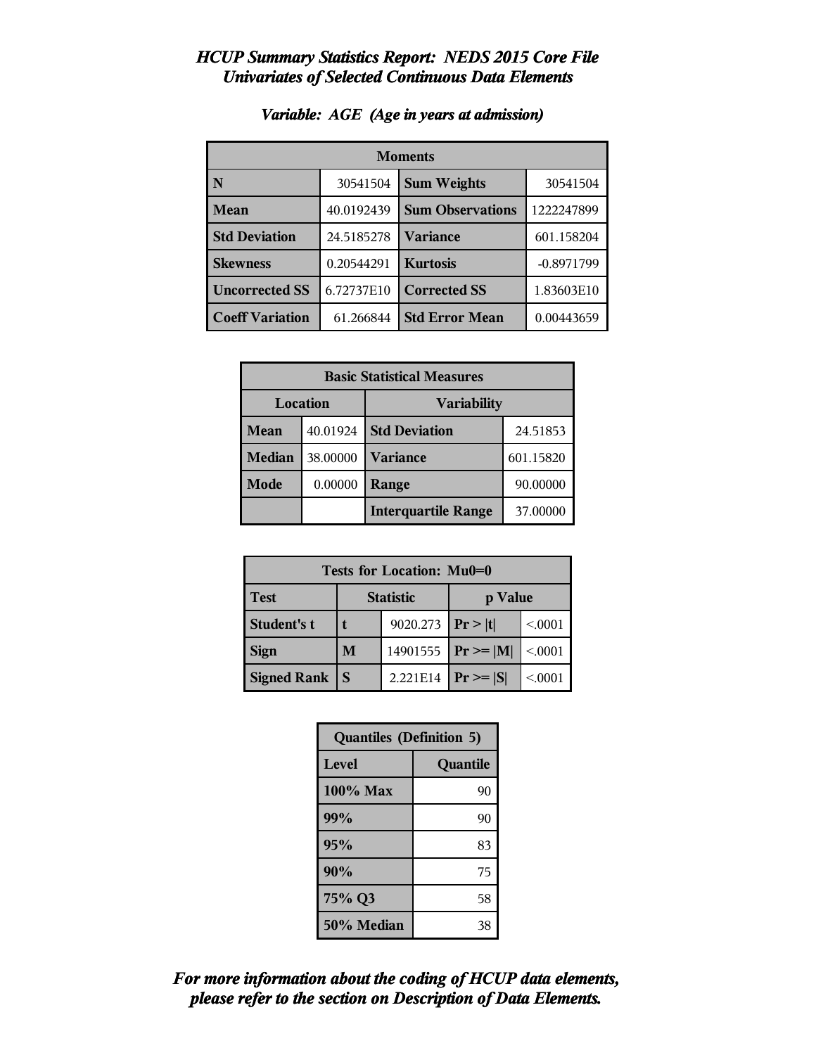# *HCUP Summary Statistics Report: NEDS 2015 Core File*
## *Univariates of Selected Continuous Data Elements*

### *Variable: AGE (Age in years at admission)*

| Moments | | | |
|---|---|---|---|
| **N** | 30541504 | **Sum Weights** | 30541504 |
| **Mean** | 40.0192439 | **Sum Observations** | 1222247899 |
| **Std Deviation** | 24.5185278 | **Variance** | 601.158204 |
| **Skewness** | 0.20544291 | **Kurtosis** | -0.8971799 |
| **Uncorrected SS** | 6.72737E10 | **Corrected SS** | 1.83603E10 |
| **Coeff Variation** | 61.266844 | **Std Error Mean** | 0.00443659 |

| Basic Statistical Measures | | | |
|---|---|---|---|
| **Location** | | **Variability** | |
| **Mean** | 40.01924 | **Std Deviation** | 24.51853 |
| **Median** | 38.00000 | **Variance** | 601.15820 |
| **Mode** | 0.00000 | **Range** | 90.00000 |
| | | **Interquartile Range** | 37.00000 |

| Tests for Location: Mu0=0 | | | | |
|---|---|---|---|---|
| **Test** | **Statistic** | | **p Value** | |
| **Student's t** | **t** | 9020.273 | **Pr > \|t\|** | <.0001 |
| **Sign** | **M** | 14901555 | **Pr >= \|M\|** | <.0001 |
| **Signed Rank** | **S** | 2.221E14 | **Pr >= \|S\|** | <.0001 |

| Quantiles (Definition 5) | |
|---|---|
| **Level** | **Quantile** |
| **100% Max** | 90 |
| **99%** | 90 |
| **95%** | 83 |
| **90%** | 75 |
| **75% Q3** | 58 |
| **50% Median** | 38 |

***For more information about the coding of HCUP data elements, please refer to the section on Description of Data Elements.***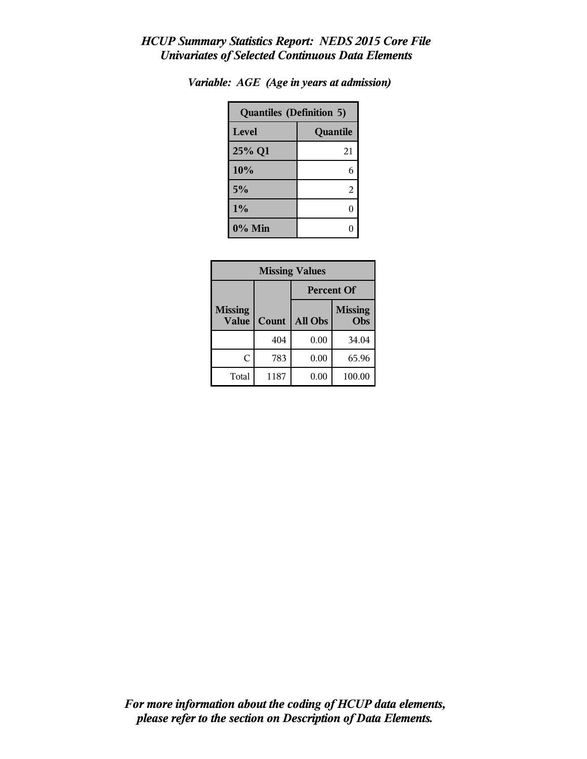*HCUP Summary Statistics Report: NEDS 2015 Core File*
*Univariates of Selected Continuous Data Elements*

*Variable: AGE (Age in years at admission)*

| Quantiles (Definition 5) | |
|---|---|
| **Level** | **Quantile** |
| 25% Q1 | 21 |
| 10% | 6 |
| 5% | 2 |
| 1% | 0 |
| 0% Min | 0 |

| Missing Values | | | |
|---|---|---|---|
| | | Percent Of | |
| Missing Value | Count | All Obs | Missing Obs |
| | 404 | 0.00 | 34.04 |
| C | 783 | 0.00 | 65.96 |
| Total | 1187 | 0.00 | 100.00 |

*For more information about the coding of HCUP data elements, please refer to the section on Description of Data Elements.*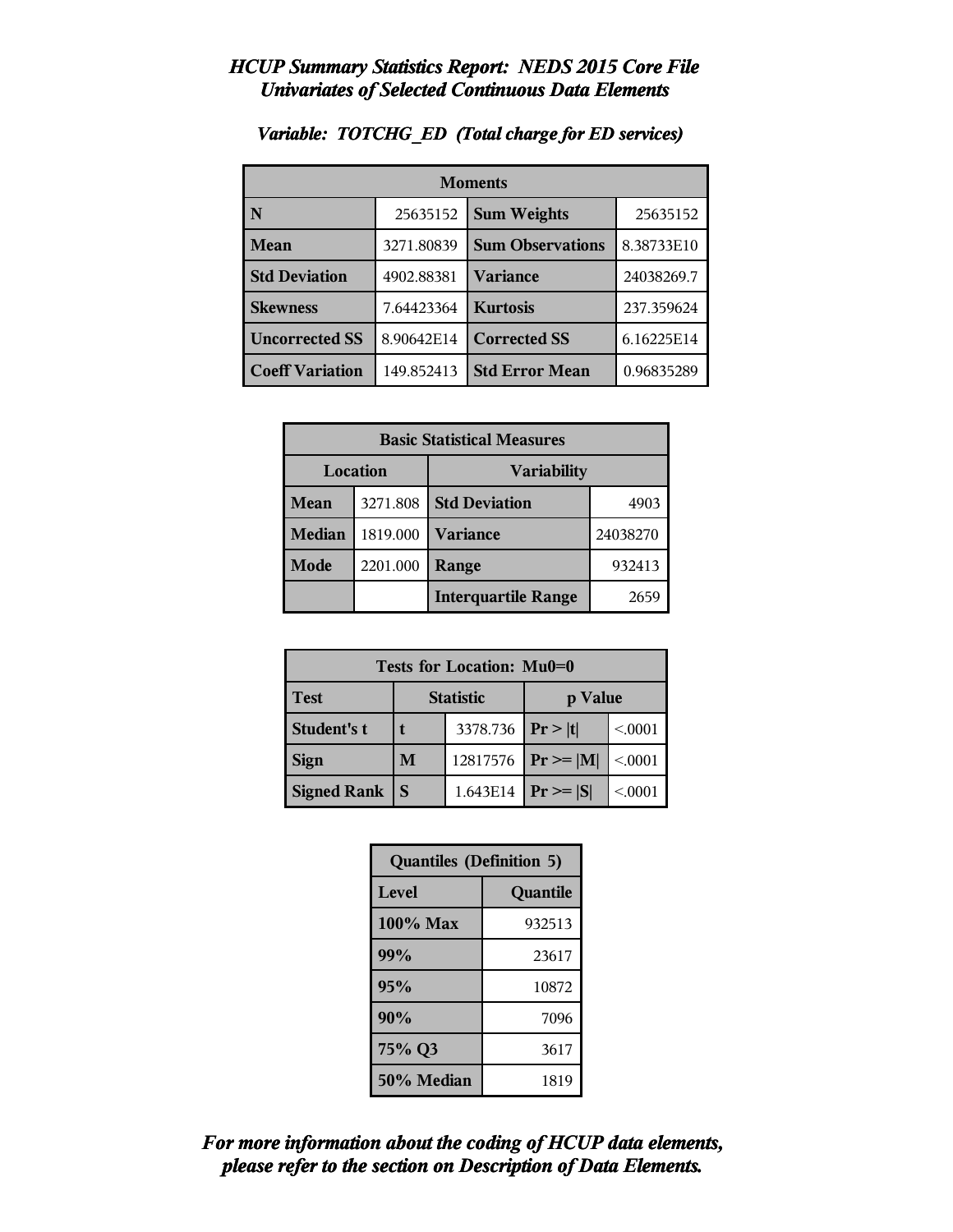# *HCUP Summary Statistics Report: NEDS 2015 Core File*
## *Univariates of Selected Continuous Data Elements*

### *Variable: TOTCHG_ED (Total charge for ED services)*

| Moments | | | |
|---|---|---|---|
| **N** | 25635152 | **Sum Weights** | 25635152 |
| **Mean** | 3271.80839 | **Sum Observations** | 8.38733E10 |
| **Std Deviation** | 4902.88381 | **Variance** | 24038269.7 |
| **Skewness** | 7.64423364 | **Kurtosis** | 237.359624 |
| **Uncorrected SS** | 8.90642E14 | **Corrected SS** | 6.16225E14 |
| **Coeff Variation** | 149.852413 | **Std Error Mean** | 0.96835289 |

| Basic Statistical Measures | | | |
|---|---|---|---|
| **Location** | | **Variability** | |
| **Mean** | 3271.808 | **Std Deviation** | 4903 |
| **Median** | 1819.000 | **Variance** | 24038270 |
| **Mode** | 2201.000 | **Range** | 932413 |
| | | **Interquartile Range** | 2659 |

| Tests for Location: Mu0=0 | | | | |
|---|---|---|---|---|
| **Test** | **Statistic** | | **p Value** | |
| **Student's t** | **t** | 3378.736 | **Pr > \|t\|** | <.0001 |
| **Sign** | **M** | 12817576 | **Pr >= \|M\|** | <.0001 |
| **Signed Rank** | **S** | 1.643E14 | **Pr >= \|S\|** | <.0001 |

| Quantiles (Definition 5) | |
|---|---|
| **Level** | **Quantile** |
| **100% Max** | 932513 |
| **99%** | 23617 |
| **95%** | 10872 |
| **90%** | 7096 |
| **75% Q3** | 3617 |
| **50% Median** | 1819 |

***For more information about the coding of HCUP data elements, please refer to the section on Description of Data Elements.***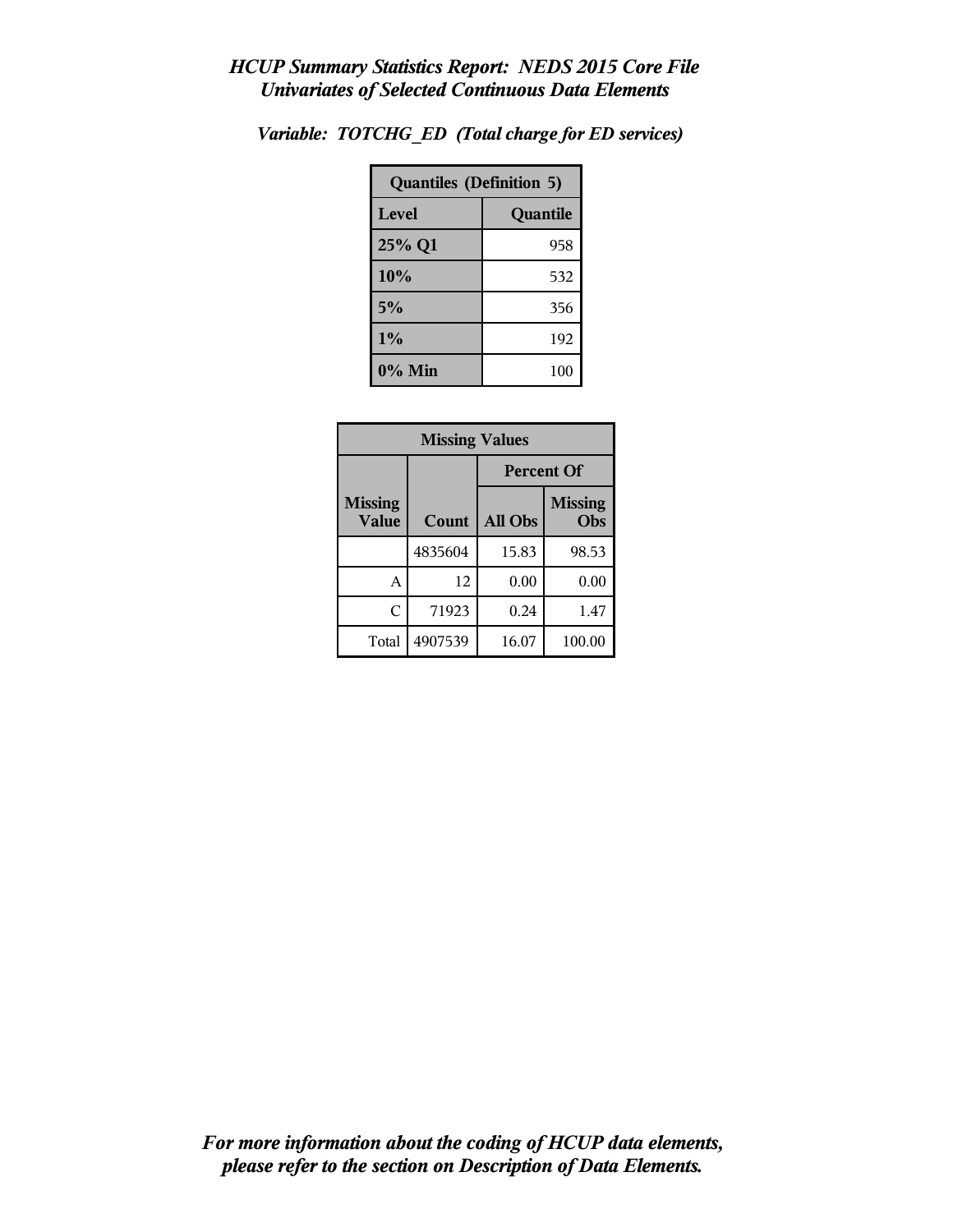*HCUP Summary Statistics Report: NEDS 2015 Core File*
*Univariates of Selected Continuous Data Elements*

*Variable: TOTCHG_ED (Total charge for ED services)*

| Quantiles (Definition 5) | |
|---|---|
| **Level** | **Quantile** |
| 25% Q1 | 958 |
| 10% | 532 |
| 5% | 356 |
| 1% | 192 |
| 0% Min | 100 |

| Missing Values | | | |
|---|---|---|---|
| | | Percent Of | |
| Missing Value | Count | All Obs | Missing Obs |
| | 4835604 | 15.83 | 98.53 |
| A | 12 | 0.00 | 0.00 |
| C | 71923 | 0.24 | 1.47 |
| Total | 4907539 | 16.07 | 100.00 |

***For more information about the coding of HCUP data elements, please refer to the section on Description of Data Elements.***